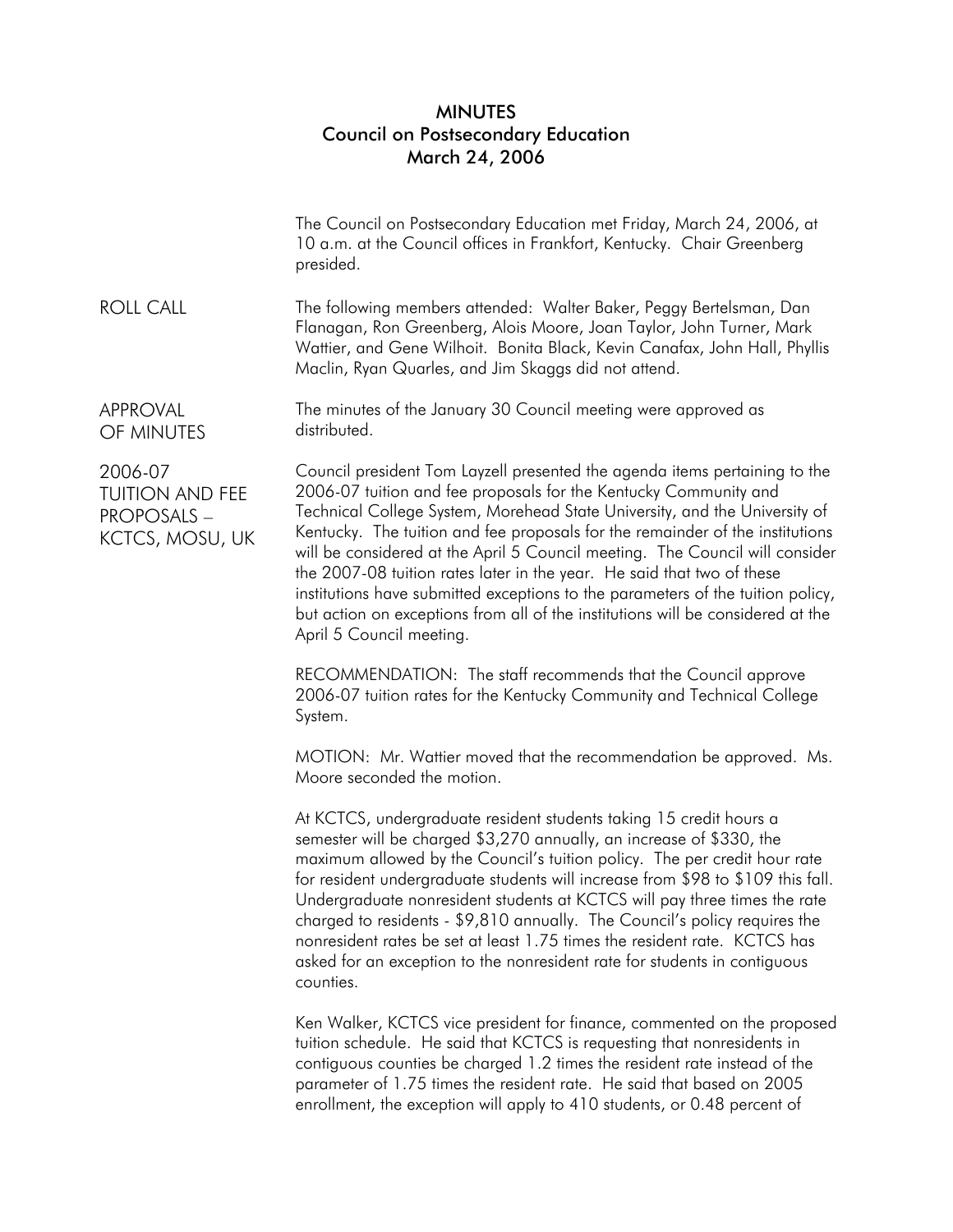# MINUTES
## Council on Postsecondary Education
## March 24, 2006

The Council on Postsecondary Education met Friday, March 24, 2006, at 10 a.m. at the Council offices in Frankfort, Kentucky. Chair Greenberg presided.

**ROLL CALL**

The following members attended: Walter Baker, Peggy Bertelsman, Dan Flanagan, Ron Greenberg, Alois Moore, Joan Taylor, John Turner, Mark Wattier, and Gene Wilhoit. Bonita Black, Kevin Canafax, John Hall, Phyllis Maclin, Ryan Quarles, and Jim Skaggs did not attend.

**APPROVAL OF MINUTES**

The minutes of the January 30 Council meeting were approved as distributed.

**2006-07 TUITION AND FEE PROPOSALS – KCTCS, MOSU, UK**

Council president Tom Layzell presented the agenda items pertaining to the 2006-07 tuition and fee proposals for the Kentucky Community and Technical College System, Morehead State University, and the University of Kentucky. The tuition and fee proposals for the remainder of the institutions will be considered at the April 5 Council meeting. The Council will consider the 2007-08 tuition rates later in the year. He said that two of these institutions have submitted exceptions to the parameters of the tuition policy, but action on exceptions from all of the institutions will be considered at the April 5 Council meeting.

RECOMMENDATION: The staff recommends that the Council approve 2006-07 tuition rates for the Kentucky Community and Technical College System.

MOTION: Mr. Wattier moved that the recommendation be approved. Ms. Moore seconded the motion.

At KCTCS, undergraduate resident students taking 15 credit hours a semester will be charged $3,270 annually, an increase of $330, the maximum allowed by the Council's tuition policy. The per credit hour rate for resident undergraduate students will increase from $98 to $109 this fall. Undergraduate nonresident students at KCTCS will pay three times the rate charged to residents - $9,810 annually. The Council's policy requires the nonresident rates be set at least 1.75 times the resident rate. KCTCS has asked for an exception to the nonresident rate for students in contiguous counties.

Ken Walker, KCTCS vice president for finance, commented on the proposed tuition schedule. He said that KCTCS is requesting that nonresidents in contiguous counties be charged 1.2 times the resident rate instead of the parameter of 1.75 times the resident rate. He said that based on 2005 enrollment, the exception will apply to 410 students, or 0.48 percent of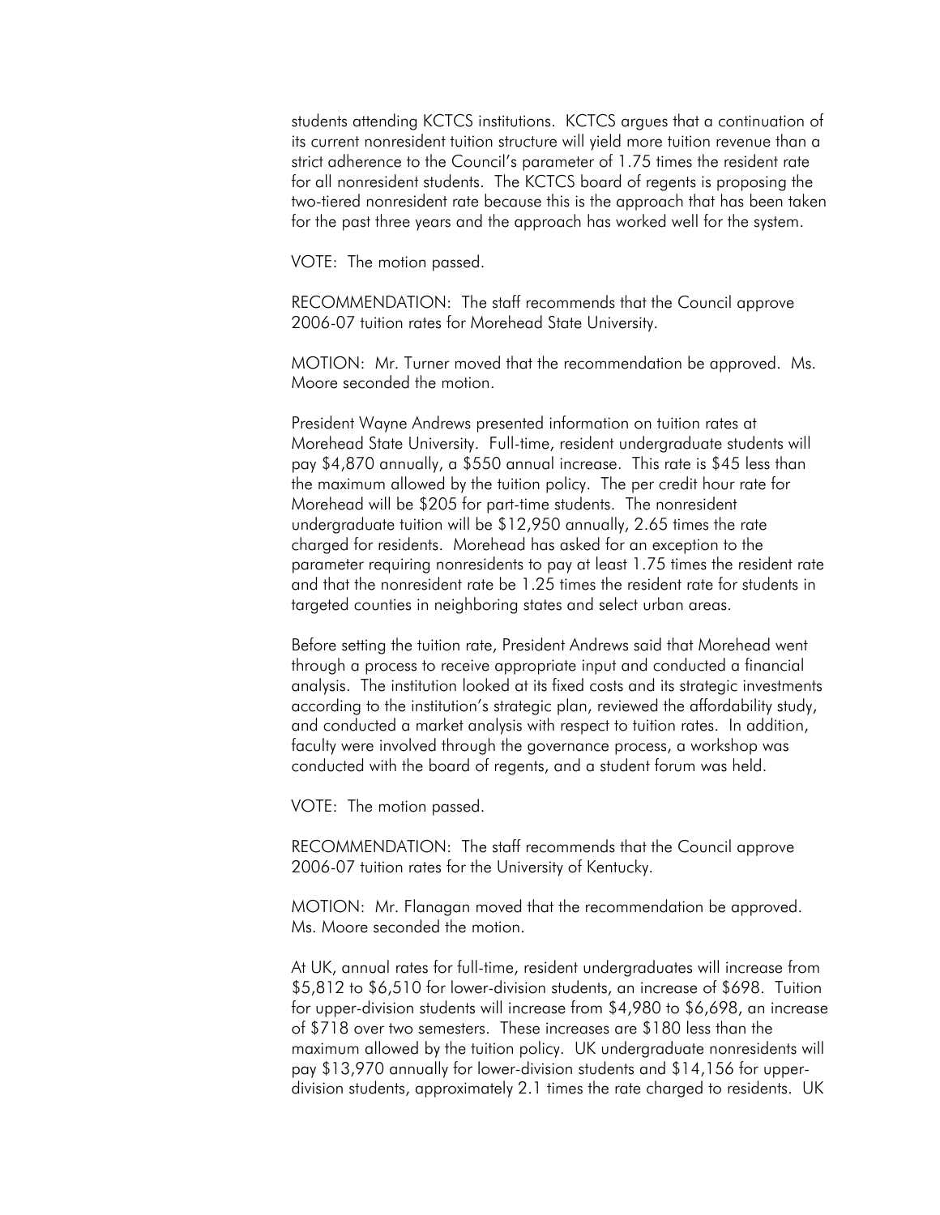students attending KCTCS institutions. KCTCS argues that a continuation of its current nonresident tuition structure will yield more tuition revenue than a strict adherence to the Council's parameter of 1.75 times the resident rate for all nonresident students. The KCTCS board of regents is proposing the two-tiered nonresident rate because this is the approach that has been taken for the past three years and the approach has worked well for the system.

VOTE: The motion passed.

RECOMMENDATION: The staff recommends that the Council approve 2006-07 tuition rates for Morehead State University.

MOTION: Mr. Turner moved that the recommendation be approved. Ms. Moore seconded the motion.

President Wayne Andrews presented information on tuition rates at Morehead State University. Full-time, resident undergraduate students will pay $4,870 annually, a $550 annual increase. This rate is $45 less than the maximum allowed by the tuition policy. The per credit hour rate for Morehead will be $205 for part-time students. The nonresident undergraduate tuition will be $12,950 annually, 2.65 times the rate charged for residents. Morehead has asked for an exception to the parameter requiring nonresidents to pay at least 1.75 times the resident rate and that the nonresident rate be 1.25 times the resident rate for students in targeted counties in neighboring states and select urban areas.

Before setting the tuition rate, President Andrews said that Morehead went through a process to receive appropriate input and conducted a financial analysis. The institution looked at its fixed costs and its strategic investments according to the institution's strategic plan, reviewed the affordability study, and conducted a market analysis with respect to tuition rates. In addition, faculty were involved through the governance process, a workshop was conducted with the board of regents, and a student forum was held.

VOTE: The motion passed.

RECOMMENDATION: The staff recommends that the Council approve 2006-07 tuition rates for the University of Kentucky.

MOTION: Mr. Flanagan moved that the recommendation be approved. Ms. Moore seconded the motion.

At UK, annual rates for full-time, resident undergraduates will increase from $5,812 to $6,510 for lower-division students, an increase of $698. Tuition for upper-division students will increase from $4,980 to $6,698, an increase of $718 over two semesters. These increases are $180 less than the maximum allowed by the tuition policy. UK undergraduate nonresidents will pay $13,970 annually for lower-division students and $14,156 for upper-division students, approximately 2.1 times the rate charged to residents. UK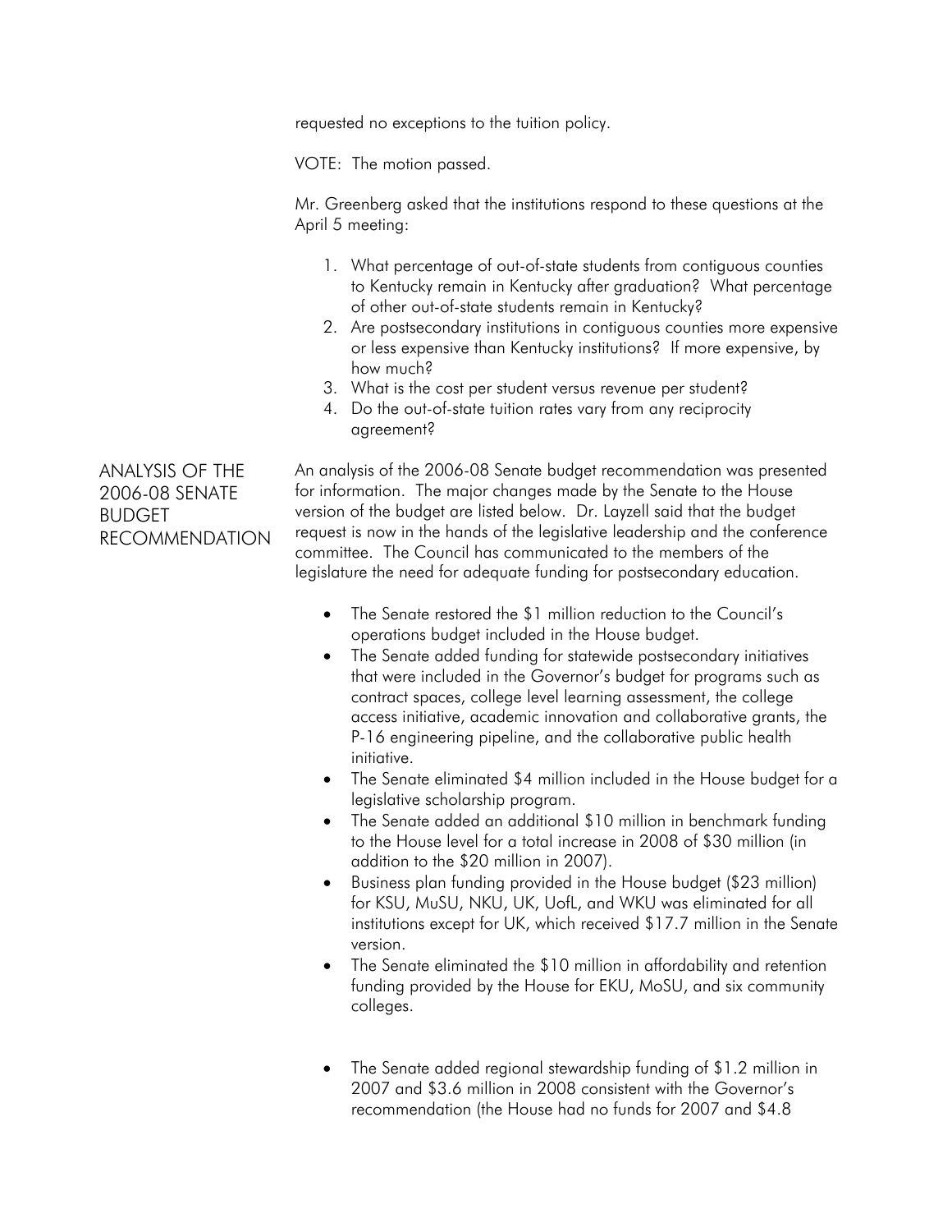requested no exceptions to the tuition policy.

VOTE: The motion passed.

Mr. Greenberg asked that the institutions respond to these questions at the April 5 meeting:

1. What percentage of out-of-state students from contiguous counties to Kentucky remain in Kentucky after graduation? What percentage of other out-of-state students remain in Kentucky?
2. Are postsecondary institutions in contiguous counties more expensive or less expensive than Kentucky institutions? If more expensive, by how much?
3. What is the cost per student versus revenue per student?
4. Do the out-of-state tuition rates vary from any reciprocity agreement?

## ANALYSIS OF THE 2006-08 SENATE BUDGET RECOMMENDATION

An analysis of the 2006-08 Senate budget recommendation was presented for information. The major changes made by the Senate to the House version of the budget are listed below. Dr. Layzell said that the budget request is now in the hands of the legislative leadership and the conference committee. The Council has communicated to the members of the legislature the need for adequate funding for postsecondary education.

- The Senate restored the $1 million reduction to the Council's operations budget included in the House budget.
- The Senate added funding for statewide postsecondary initiatives that were included in the Governor's budget for programs such as contract spaces, college level learning assessment, the college access initiative, academic innovation and collaborative grants, the P-16 engineering pipeline, and the collaborative public health initiative.
- The Senate eliminated $4 million included in the House budget for a legislative scholarship program.
- The Senate added an additional $10 million in benchmark funding to the House level for a total increase in 2008 of $30 million (in addition to the $20 million in 2007).
- Business plan funding provided in the House budget ($23 million) for KSU, MuSU, NKU, UK, UofL, and WKU was eliminated for all institutions except for UK, which received $17.7 million in the Senate version.
- The Senate eliminated the $10 million in affordability and retention funding provided by the House for EKU, MoSU, and six community colleges.
- The Senate added regional stewardship funding of $1.2 million in 2007 and $3.6 million in 2008 consistent with the Governor's recommendation (the House had no funds for 2007 and $4.8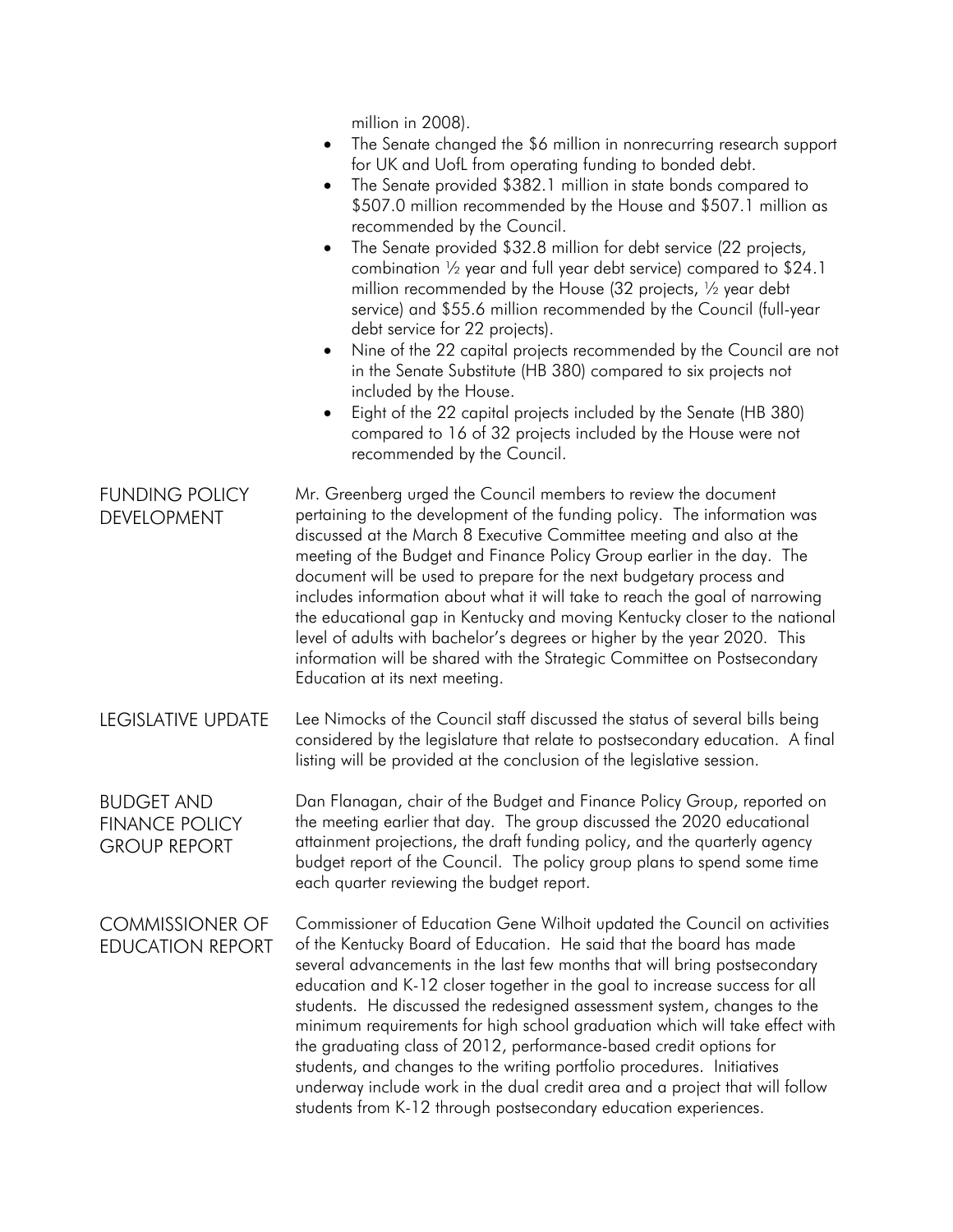million in 2008).

- The Senate changed the $6 million in nonrecurring research support for UK and UofL from operating funding to bonded debt.
- The Senate provided $382.1 million in state bonds compared to $507.0 million recommended by the House and $507.1 million as recommended by the Council.
- The Senate provided $32.8 million for debt service (22 projects, combination ½ year and full year debt service) compared to $24.1 million recommended by the House (32 projects, ½ year debt service) and $55.6 million recommended by the Council (full-year debt service for 22 projects).
- Nine of the 22 capital projects recommended by the Council are not in the Senate Substitute (HB 380) compared to six projects not included by the House.
- Eight of the 22 capital projects included by the Senate (HB 380) compared to 16 of 32 projects included by the House were not recommended by the Council.

## FUNDING POLICY DEVELOPMENT

Mr. Greenberg urged the Council members to review the document pertaining to the development of the funding policy. The information was discussed at the March 8 Executive Committee meeting and also at the meeting of the Budget and Finance Policy Group earlier in the day. The document will be used to prepare for the next budgetary process and includes information about what it will take to reach the goal of narrowing the educational gap in Kentucky and moving Kentucky closer to the national level of adults with bachelor's degrees or higher by the year 2020. This information will be shared with the Strategic Committee on Postsecondary Education at its next meeting.

## LEGISLATIVE UPDATE

Lee Nimocks of the Council staff discussed the status of several bills being considered by the legislature that relate to postsecondary education. A final listing will be provided at the conclusion of the legislative session.

## BUDGET AND FINANCE POLICY GROUP REPORT

Dan Flanagan, chair of the Budget and Finance Policy Group, reported on the meeting earlier that day. The group discussed the 2020 educational attainment projections, the draft funding policy, and the quarterly agency budget report of the Council. The policy group plans to spend some time each quarter reviewing the budget report.

## COMMISSIONER OF EDUCATION REPORT

Commissioner of Education Gene Wilhoit updated the Council on activities of the Kentucky Board of Education. He said that the board has made several advancements in the last few months that will bring postsecondary education and K-12 closer together in the goal to increase success for all students. He discussed the redesigned assessment system, changes to the minimum requirements for high school graduation which will take effect with the graduating class of 2012, performance-based credit options for students, and changes to the writing portfolio procedures. Initiatives underway include work in the dual credit area and a project that will follow students from K-12 through postsecondary education experiences.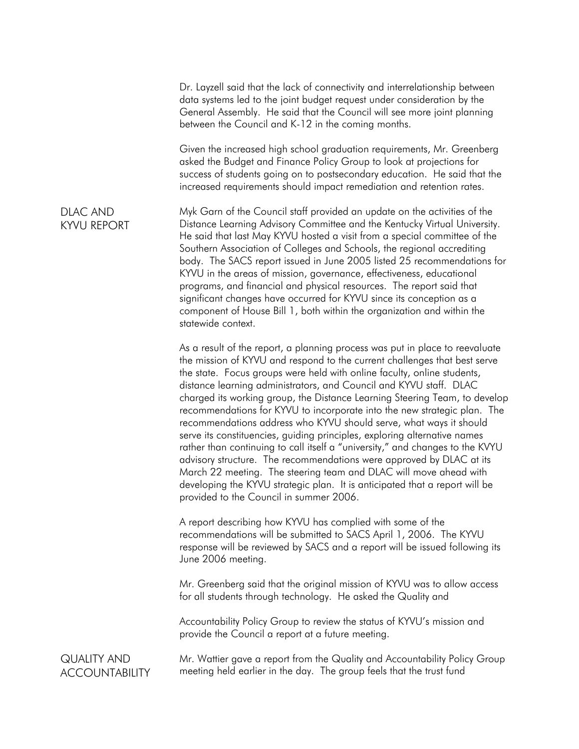Dr. Layzell said that the lack of connectivity and interrelationship between data systems led to the joint budget request under consideration by the General Assembly. He said that the Council will see more joint planning between the Council and K-12 in the coming months.

Given the increased high school graduation requirements, Mr. Greenberg asked the Budget and Finance Policy Group to look at projections for success of students going on to postsecondary education. He said that the increased requirements should impact remediation and retention rates.

## DLAC AND KYVU REPORT

Myk Garn of the Council staff provided an update on the activities of the Distance Learning Advisory Committee and the Kentucky Virtual University. He said that last May KYVU hosted a visit from a special committee of the Southern Association of Colleges and Schools, the regional accrediting body. The SACS report issued in June 2005 listed 25 recommendations for KYVU in the areas of mission, governance, effectiveness, educational programs, and financial and physical resources. The report said that significant changes have occurred for KYVU since its conception as a component of House Bill 1, both within the organization and within the statewide context.

As a result of the report, a planning process was put in place to reevaluate the mission of KYVU and respond to the current challenges that best serve the state. Focus groups were held with online faculty, online students, distance learning administrators, and Council and KYVU staff. DLAC charged its working group, the Distance Learning Steering Team, to develop recommendations for KYVU to incorporate into the new strategic plan. The recommendations address who KYVU should serve, what ways it should serve its constituencies, guiding principles, exploring alternative names rather than continuing to call itself a "university," and changes to the KVYU advisory structure. The recommendations were approved by DLAC at its March 22 meeting. The steering team and DLAC will move ahead with developing the KYVU strategic plan. It is anticipated that a report will be provided to the Council in summer 2006.

A report describing how KYVU has complied with some of the recommendations will be submitted to SACS April 1, 2006. The KYVU response will be reviewed by SACS and a report will be issued following its June 2006 meeting.

Mr. Greenberg said that the original mission of KYVU was to allow access for all students through technology. He asked the Quality and Accountability Policy Group to review the status of KYVU's mission and provide the Council a report at a future meeting.

## QUALITY AND ACCOUNTABILITY

Mr. Wattier gave a report from the Quality and Accountability Policy Group meeting held earlier in the day. The group feels that the trust fund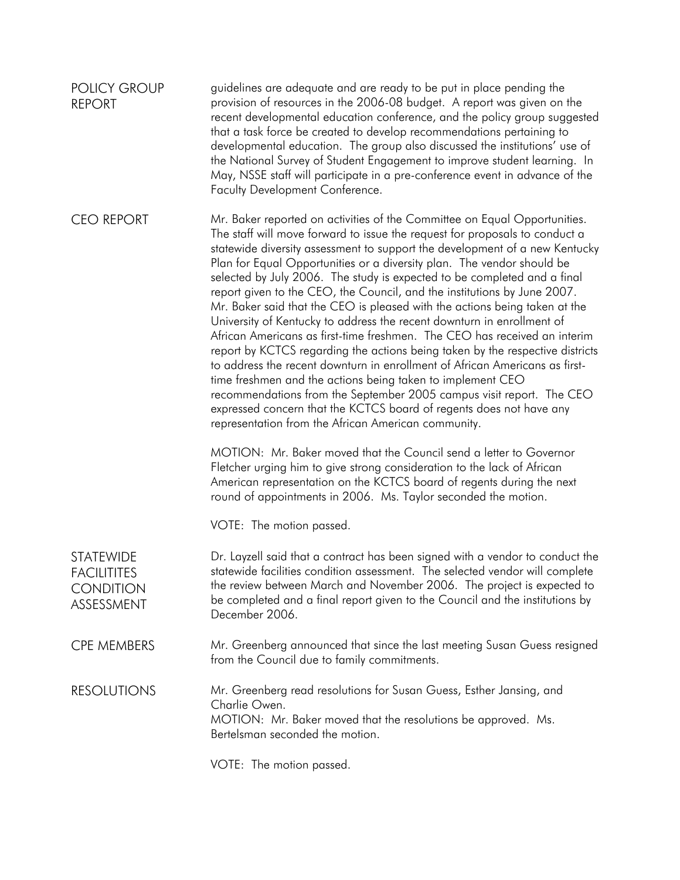## POLICY GROUP REPORT

guidelines are adequate and are ready to be put in place pending the provision of resources in the 2006-08 budget. A report was given on the recent developmental education conference, and the policy group suggested that a task force be created to develop recommendations pertaining to developmental education. The group also discussed the institutions' use of the National Survey of Student Engagement to improve student learning. In May, NSSE staff will participate in a pre-conference event in advance of the Faculty Development Conference.

## CEO REPORT

Mr. Baker reported on activities of the Committee on Equal Opportunities. The staff will move forward to issue the request for proposals to conduct a statewide diversity assessment to support the development of a new Kentucky Plan for Equal Opportunities or a diversity plan. The vendor should be selected by July 2006. The study is expected to be completed and a final report given to the CEO, the Council, and the institutions by June 2007. Mr. Baker said that the CEO is pleased with the actions being taken at the University of Kentucky to address the recent downturn in enrollment of African Americans as first-time freshmen. The CEO has received an interim report by KCTCS regarding the actions being taken by the respective districts to address the recent downturn in enrollment of African Americans as first-time freshmen and the actions being taken to implement CEO recommendations from the September 2005 campus visit report. The CEO expressed concern that the KCTCS board of regents does not have any representation from the African American community.

MOTION: Mr. Baker moved that the Council send a letter to Governor Fletcher urging him to give strong consideration to the lack of African American representation on the KCTCS board of regents during the next round of appointments in 2006. Ms. Taylor seconded the motion.

VOTE: The motion passed.

## STATEWIDE FACILITITES CONDITION ASSESSMENT

Dr. Layzell said that a contract has been signed with a vendor to conduct the statewide facilities condition assessment. The selected vendor will complete the review between March and November 2006. The project is expected to be completed and a final report given to the Council and the institutions by December 2006.

## CPE MEMBERS

Mr. Greenberg announced that since the last meeting Susan Guess resigned from the Council due to family commitments.

## RESOLUTIONS

Mr. Greenberg read resolutions for Susan Guess, Esther Jansing, and Charlie Owen.
MOTION: Mr. Baker moved that the resolutions be approved. Ms. Bertelsman seconded the motion.

VOTE: The motion passed.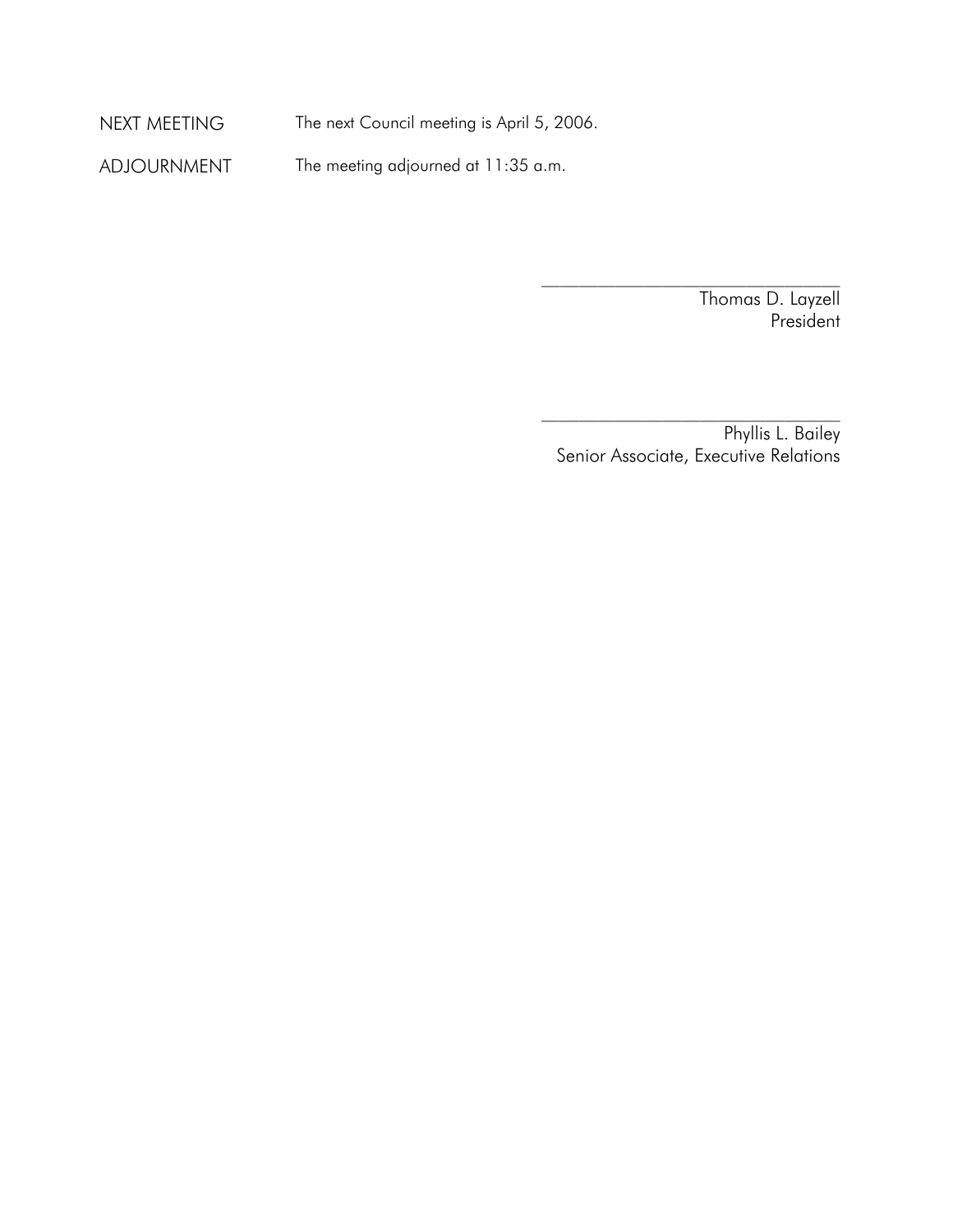NEXT MEETING The next Council meeting is April 5, 2006.

ADJOURNMENT The meeting adjourned at 11:35 a.m.

\_\_\_\_\_\_\_\_\_\_\_\_\_\_\_\_\_\_\_\_\_\_\_\_\_\_\_\_\_\_

Thomas D. Layzell
President

\_\_\_\_\_\_\_\_\_\_\_\_\_\_\_\_\_\_\_\_\_\_\_\_\_\_\_\_\_\_

Phyllis L. Bailey
Senior Associate, Executive Relations